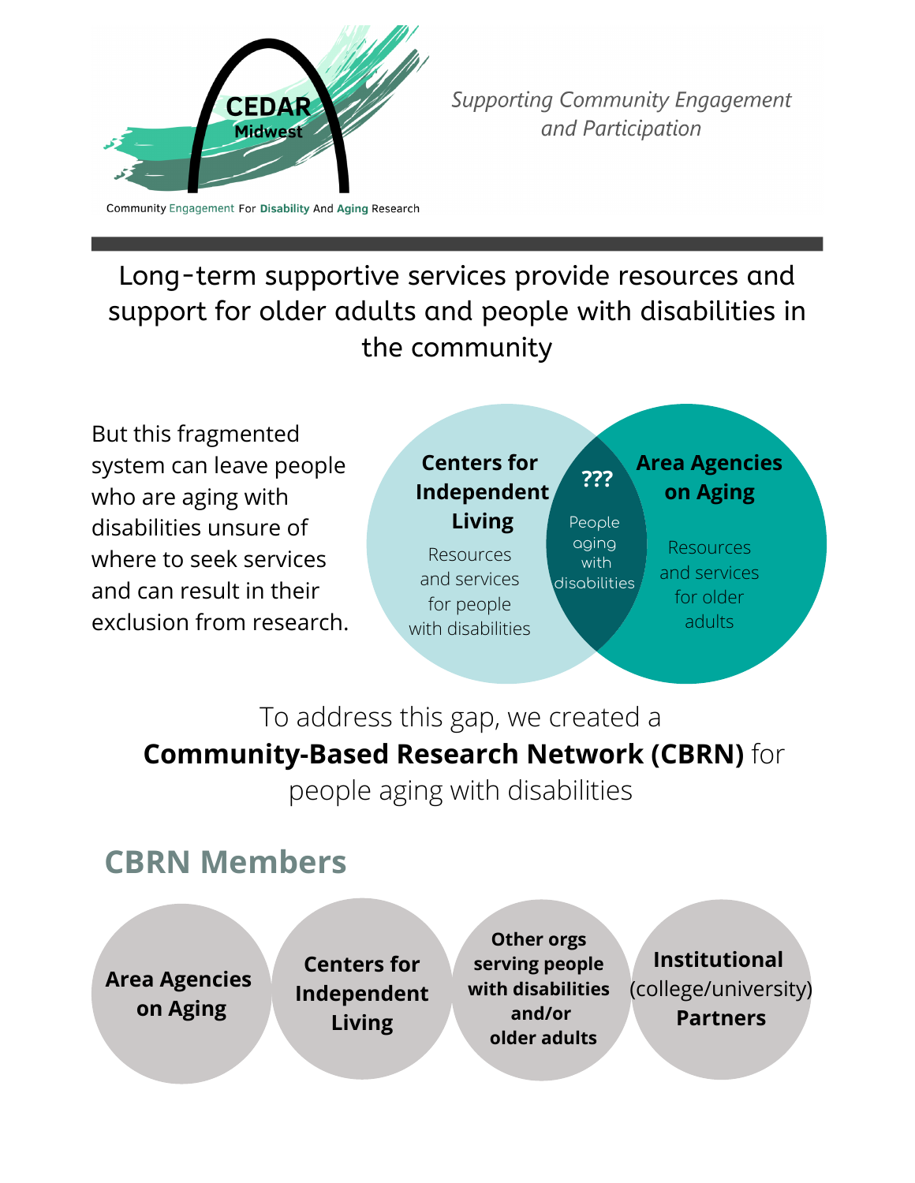CEDAR Midwest

Community Engagement For Disability And Aging Research

*Supporting Community Engagement and Participation*

## Long-term supportive services provide resources and support for older adults and people with disabilities in the community

But this fragmented system can leave people who are aging with disabilities unsure of where to seek services and can result in their exclusion from research.

**Centers for Independent Living**

Resources and services for people with disabilities

**???**

People aging with disabilities

**Area Agencies on Aging**

Resources and services for older adults

To address this gap, we created a **Community-Based Research Network (CBRN)** for people aging with disabilities

## CBRN Members

- **Area Agencies on Aging**
- **Centers for Independent Living**
- **Other orgs serving people with disabilities and/or older adults**
- **Institutional** (college/university) **Partners**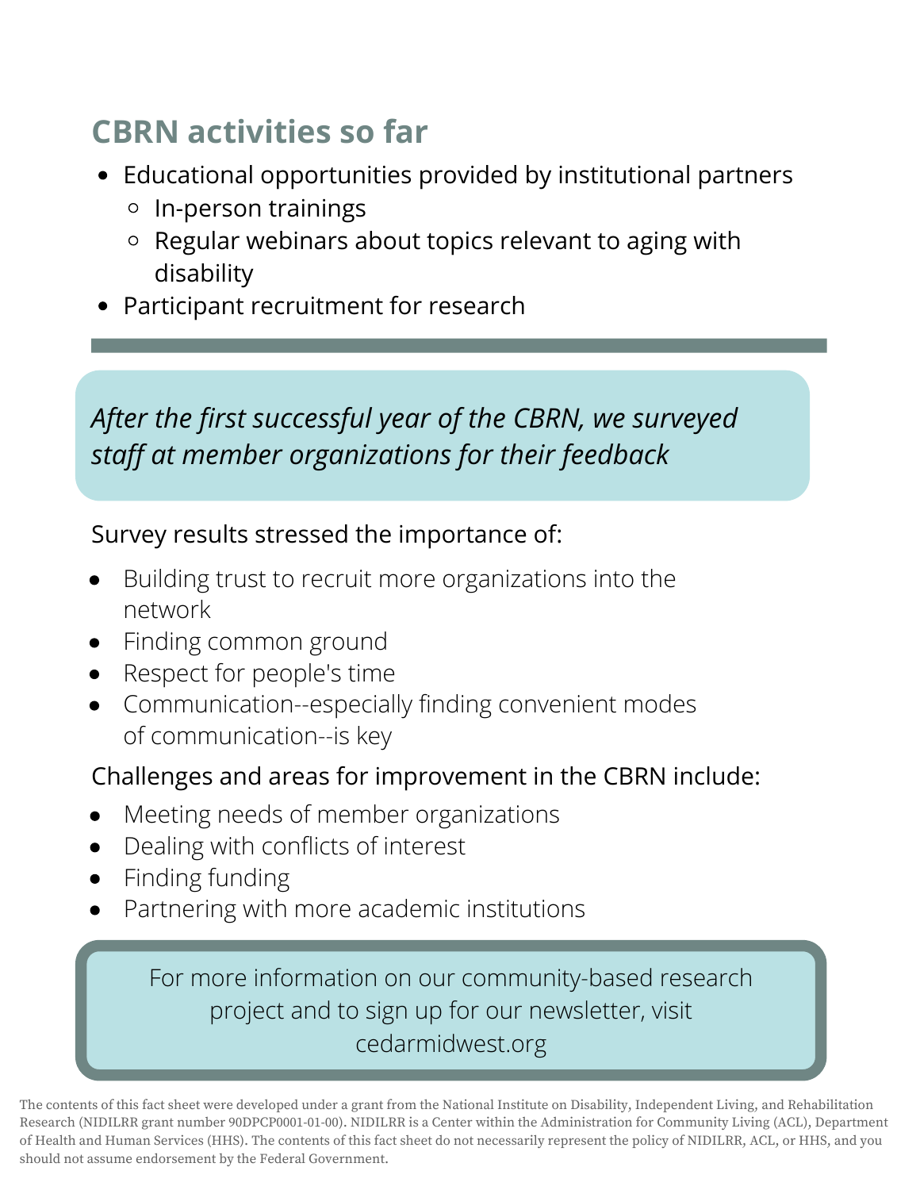## CBRN activities so far

- Educational opportunities provided by institutional partners
  - In-person trainings
  - Regular webinars about topics relevant to aging with disability
- Participant recruitment for research

---

*After the first successful year of the CBRN, we surveyed staff at member organizations for their feedback*

Survey results stressed the importance of:

- Building trust to recruit more organizations into the network
- Finding common ground
- Respect for people's time
- Communication--especially finding convenient modes of communication--is key

Challenges and areas for improvement in the CBRN include:

- Meeting needs of member organizations
- Dealing with conflicts of interest
- Finding funding
- Partnering with more academic institutions

For more information on our community-based research project and to sign up for our newsletter, visit cedarmidwest.org

The contents of this fact sheet were developed under a grant from the National Institute on Disability, Independent Living, and Rehabilitation Research (NIDILRR grant number 90DPCP0001-01-00). NIDILRR is a Center within the Administration for Community Living (ACL), Department of Health and Human Services (HHS). The contents of this fact sheet do not necessarily represent the policy of NIDILRR, ACL, or HHS, and you should not assume endorsement by the Federal Government.